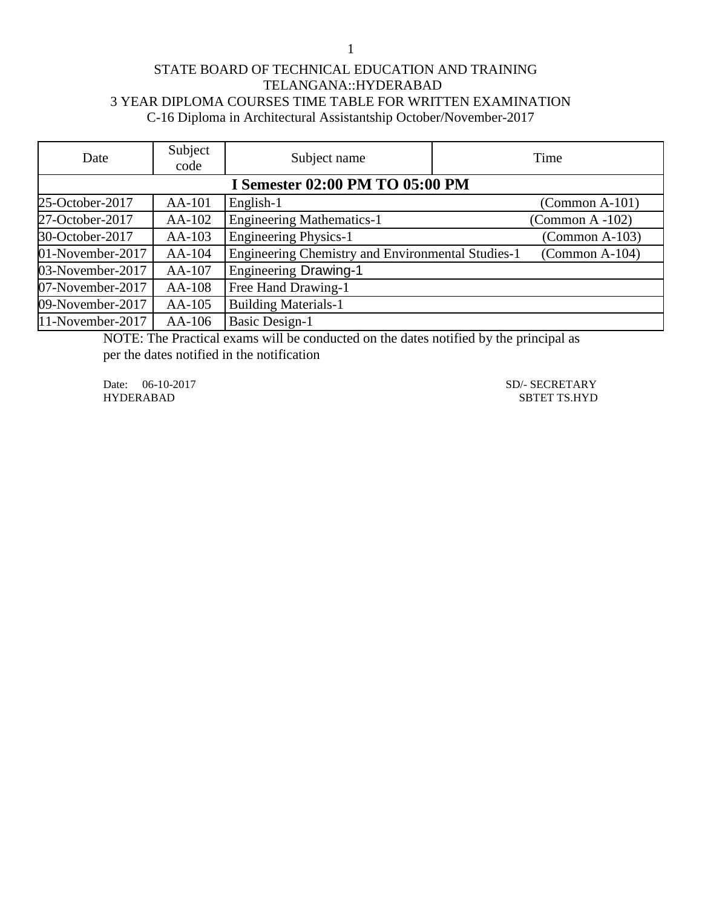STATE BOARD OF TECHNICAL EDUCATION AND TRAINING
TELANGANA::HYDERABAD
3 YEAR DIPLOMA COURSES TIME TABLE FOR WRITTEN EXAMINATION
C-16 Diploma in Architectural Assistantship October/November-2017

| Date | Subject code | Subject name | Time |
|---|---|---|---|
| **I Semester 02:00 PM TO 05:00 PM** | | | |
| 25-October-2017 | AA-101 | English-1 | (Common A-101) |
| 27-October-2017 | AA-102 | Engineering Mathematics-1 | (Common A -102) |
| 30-October-2017 | AA-103 | Engineering Physics-1 | (Common A-103) |
| 01-November-2017 | AA-104 | Engineering Chemistry and Environmental Studies-1 | (Common A-104) |
| 03-November-2017 | AA-107 | Engineering Drawing-1 | |
| 07-November-2017 | AA-108 | Free Hand Drawing-1 | |
| 09-November-2017 | AA-105 | Building Materials-1 | |
| 11-November-2017 | AA-106 | Basic Design-1 | |

NOTE: The Practical exams will be conducted on the dates notified by the principal as per the dates notified in the notification

Date: 06-10-2017
HYDERABAD

SD/- SECRETARY
SBTET TS.HYD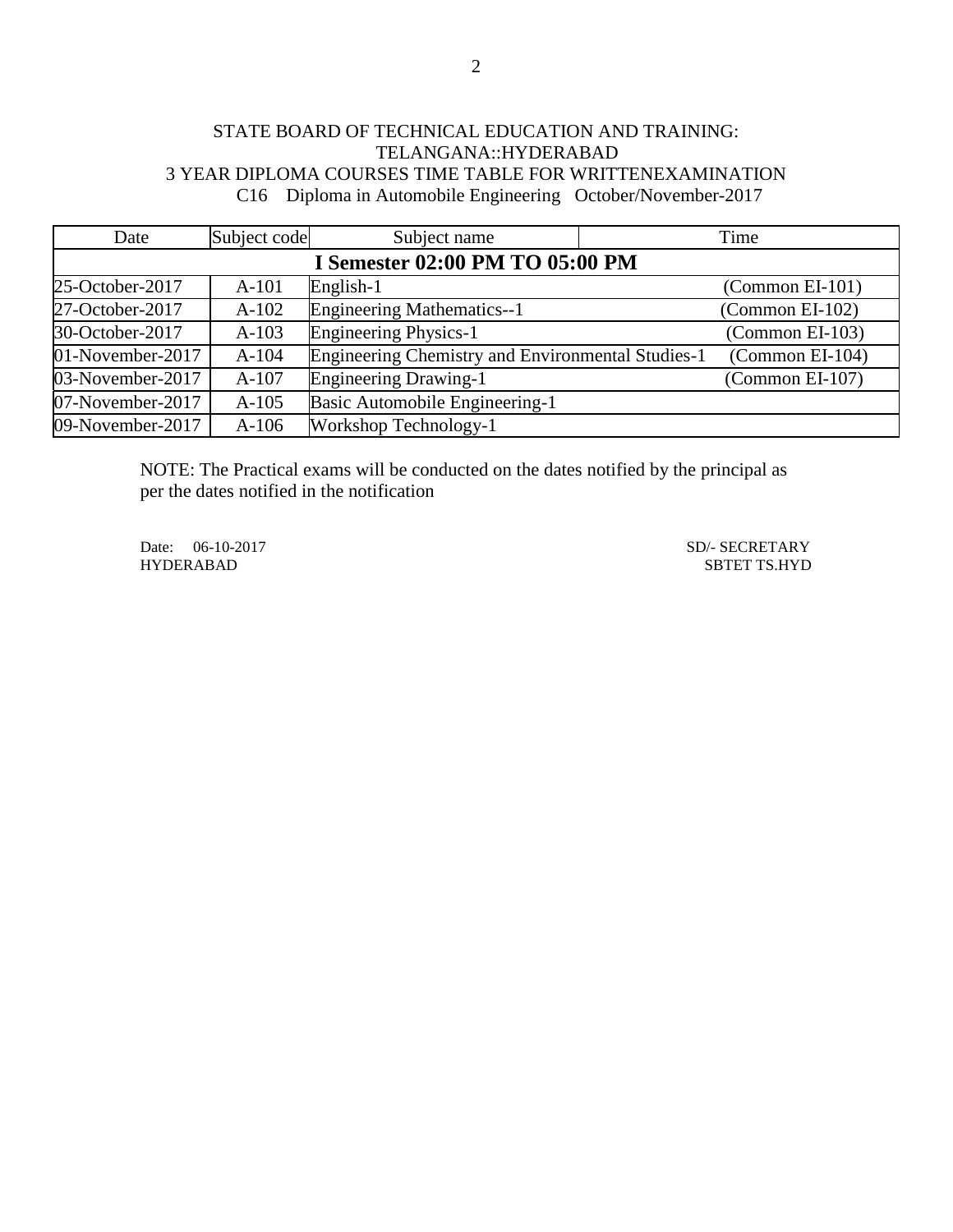STATE BOARD OF TECHNICAL EDUCATION AND TRAINING:
TELANGANA::HYDERABAD
3 YEAR DIPLOMA COURSES TIME TABLE FOR WRITTENEXAMINATION
C16 Diploma in Automobile Engineering October/November-2017

| Date | Subject code | Subject name | Time |
|---|---|---|---|
| **I Semester 02:00 PM TO 05:00 PM** | | | |
| 25-October-2017 | A-101 | English-1 | (Common EI-101) |
| 27-October-2017 | A-102 | Engineering Mathematics--1 | (Common EI-102) |
| 30-October-2017 | A-103 | Engineering Physics-1 | (Common EI-103) |
| 01-November-2017 | A-104 | Engineering Chemistry and Environmental Studies-1 | (Common EI-104) |
| 03-November-2017 | A-107 | Engineering Drawing-1 | (Common EI-107) |
| 07-November-2017 | A-105 | Basic Automobile Engineering-1 | |
| 09-November-2017 | A-106 | Workshop Technology-1 | |

NOTE: The Practical exams will be conducted on the dates notified by the principal as per the dates notified in the notification

Date: 06-10-2017
HYDERABAD

SD/- SECRETARY
SBTET TS.HYD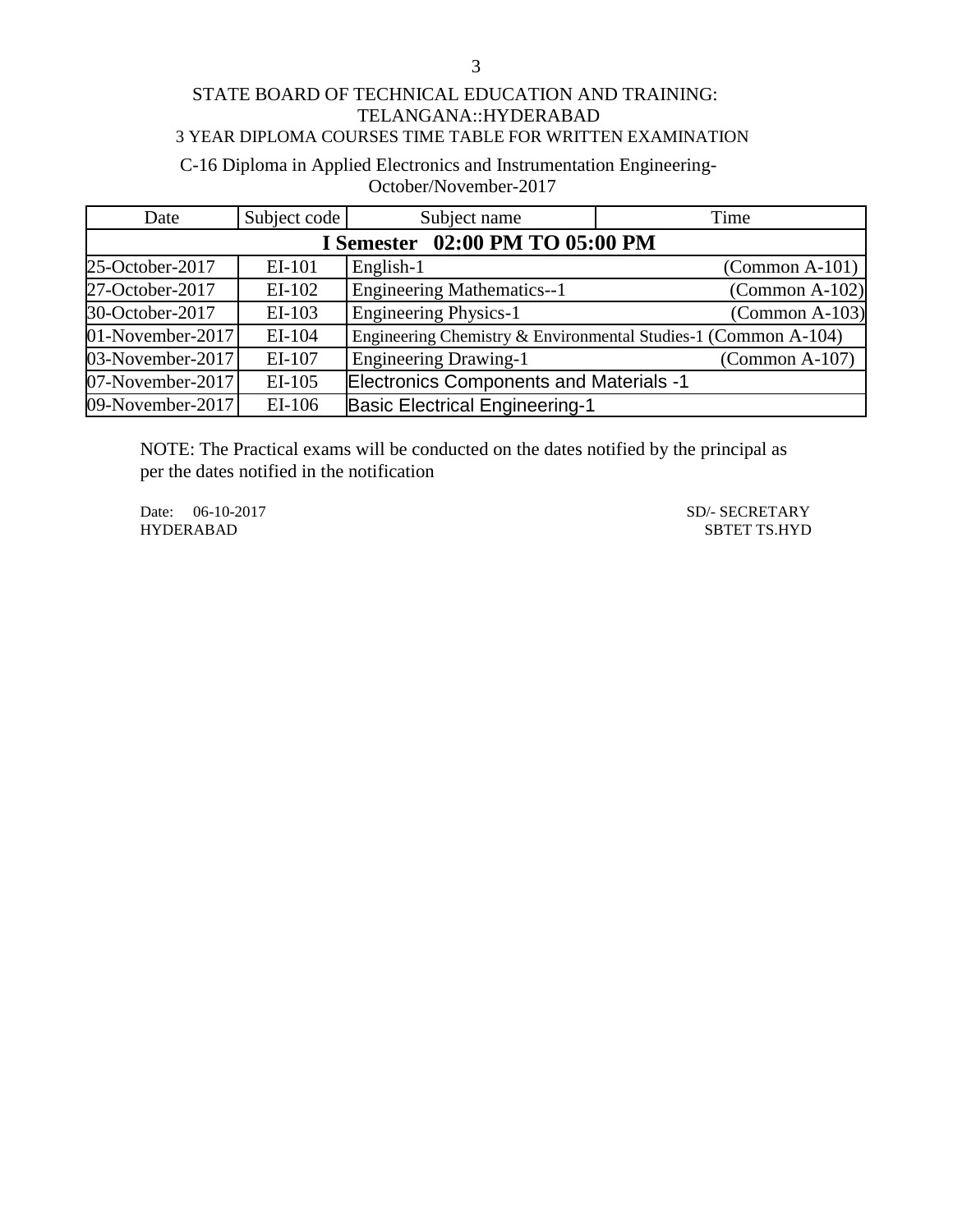STATE BOARD OF TECHNICAL EDUCATION AND TRAINING: TELANGANA::HYDERABAD

3 YEAR DIPLOMA COURSES TIME TABLE FOR WRITTEN EXAMINATION

C-16 Diploma in Applied Electronics and Instrumentation Engineering-October/November-2017

| Date | Subject code | Subject name | Time |
|---|---|---|---|
| **I Semester 02:00 PM TO 05:00 PM** | | | |
| 25-October-2017 | EI-101 | English-1 | (Common A-101) |
| 27-October-2017 | EI-102 | Engineering Mathematics--1 | (Common A-102) |
| 30-October-2017 | EI-103 | Engineering Physics-1 | (Common A-103) |
| 01-November-2017 | EI-104 | Engineering Chemistry & Environmental Studies-1 (Common A-104) | |
| 03-November-2017 | EI-107 | Engineering Drawing-1 | (Common A-107) |
| 07-November-2017 | EI-105 | Electronics Components and Materials -1 | |
| 09-November-2017 | EI-106 | Basic Electrical Engineering-1 | |

NOTE: The Practical exams will be conducted on the dates notified by the principal as per the dates notified in the notification

Date: 06-10-2017
HYDERABAD

SD/- SECRETARY
SBTET TS.HYD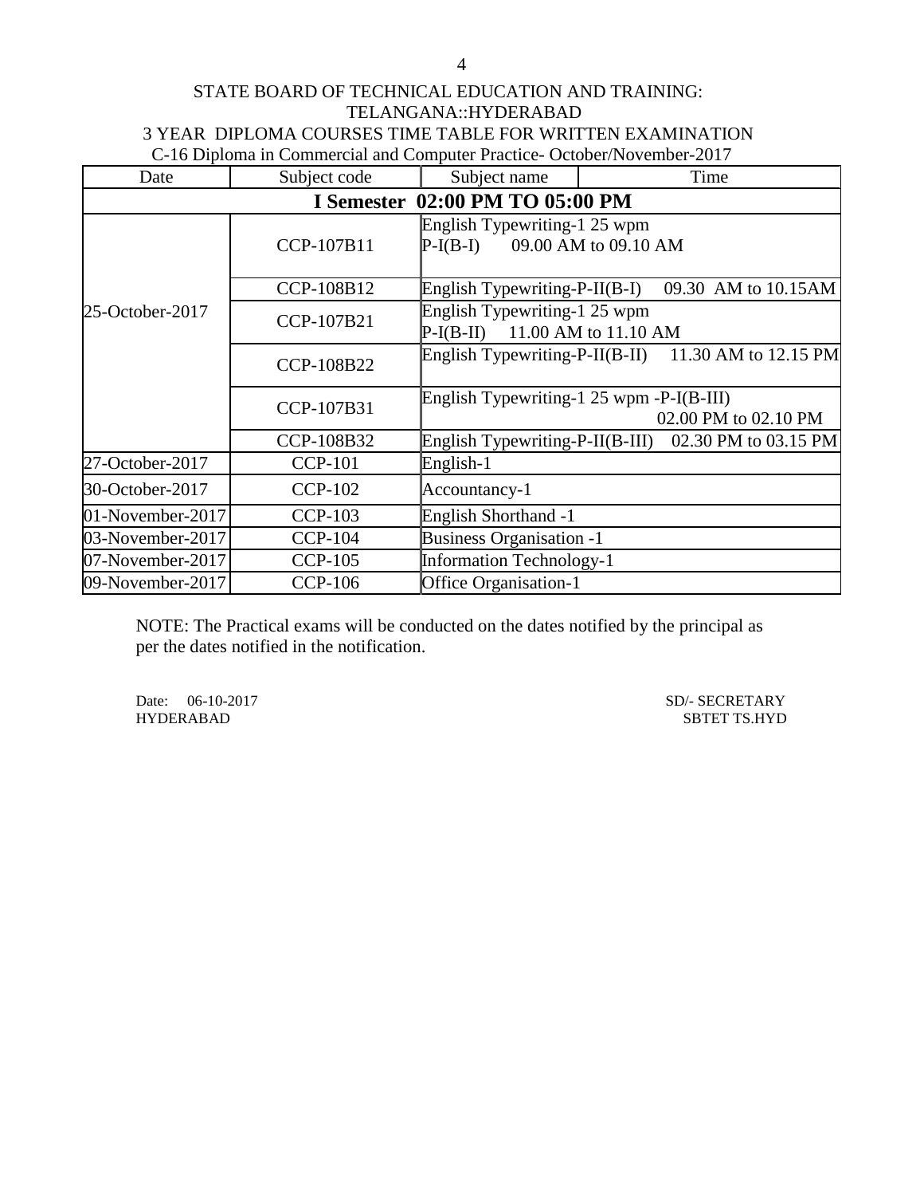STATE BOARD OF TECHNICAL EDUCATION AND TRAINING: TELANGANA::HYDERABAD

3 YEAR DIPLOMA COURSES TIME TABLE FOR WRITTEN EXAMINATION

C-16 Diploma in Commercial and Computer Practice- October/November-2017

| Date | Subject code | Subject name | Time |
|---|---|---|---|
| **I Semester 02:00 PM TO 05:00 PM** | | | |
| 25-October-2017 | CCP-107B11 | English Typewriting-1 25 wpm P-I(B-I) | 09.00 AM to 09.10 AM |
| | CCP-108B12 | English Typewriting-P-II(B-I) | 09.30 AM to 10.15AM |
| | CCP-107B21 | English Typewriting-1 25 wpm P-I(B-II) | 11.00 AM to 11.10 AM |
| | CCP-108B22 | English Typewriting-P-II(B-II) | 11.30 AM to 12.15 PM |
| | CCP-107B31 | English Typewriting-1 25 wpm -P-I(B-III) | 02.00 PM to 02.10 PM |
| | CCP-108B32 | English Typewriting-P-II(B-III) | 02.30 PM to 03.15 PM |
| 27-October-2017 | CCP-101 | English-1 | |
| 30-October-2017 | CCP-102 | Accountancy-1 | |
| 01-November-2017 | CCP-103 | English Shorthand -1 | |
| 03-November-2017 | CCP-104 | Business Organisation -1 | |
| 07-November-2017 | CCP-105 | Information Technology-1 | |
| 09-November-2017 | CCP-106 | Office Organisation-1 | |

NOTE: The Practical exams will be conducted on the dates notified by the principal as per the dates notified in the notification.

Date: 06-10-2017
HYDERABAD

SD/- SECRETARY
SBTET TS.HYD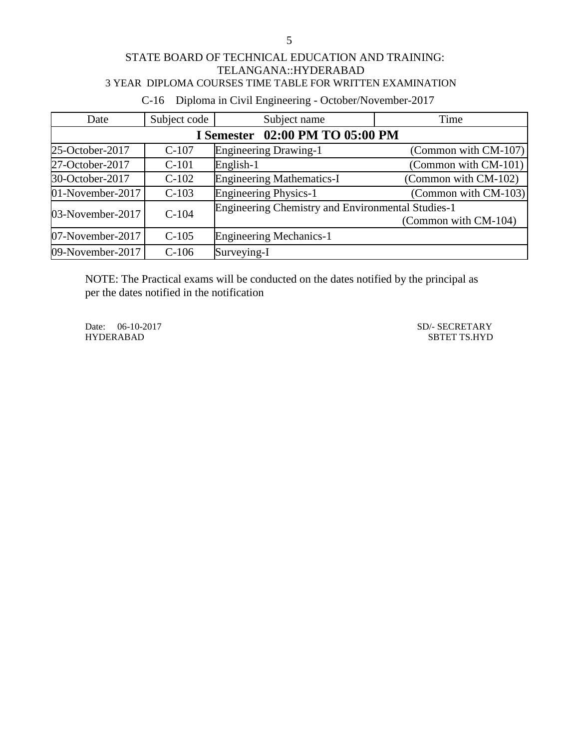STATE BOARD OF TECHNICAL EDUCATION AND TRAINING: TELANGANA::HYDERABAD

3 YEAR DIPLOMA COURSES TIME TABLE FOR WRITTEN EXAMINATION

C-16 Diploma in Civil Engineering - October/November-2017

| Date | Subject code | Subject name | Time |
|---|---|---|---|
| **I Semester 02:00 PM TO 05:00 PM** | | | |
| 25-October-2017 | C-107 | Engineering Drawing-1 | (Common with CM-107) |
| 27-October-2017 | C-101 | English-1 | (Common with CM-101) |
| 30-October-2017 | C-102 | Engineering Mathematics-I | (Common with CM-102) |
| 01-November-2017 | C-103 | Engineering Physics-1 | (Common with CM-103) |
| 03-November-2017 | C-104 | Engineering Chemistry and Environmental Studies-1 | (Common with CM-104) |
| 07-November-2017 | C-105 | Engineering Mechanics-1 | |
| 09-November-2017 | C-106 | Surveying-I | |

NOTE: The Practical exams will be conducted on the dates notified by the principal as per the dates notified in the notification

Date: 06-10-2017
HYDERABAD

SD/- SECRETARY
SBTET TS.HYD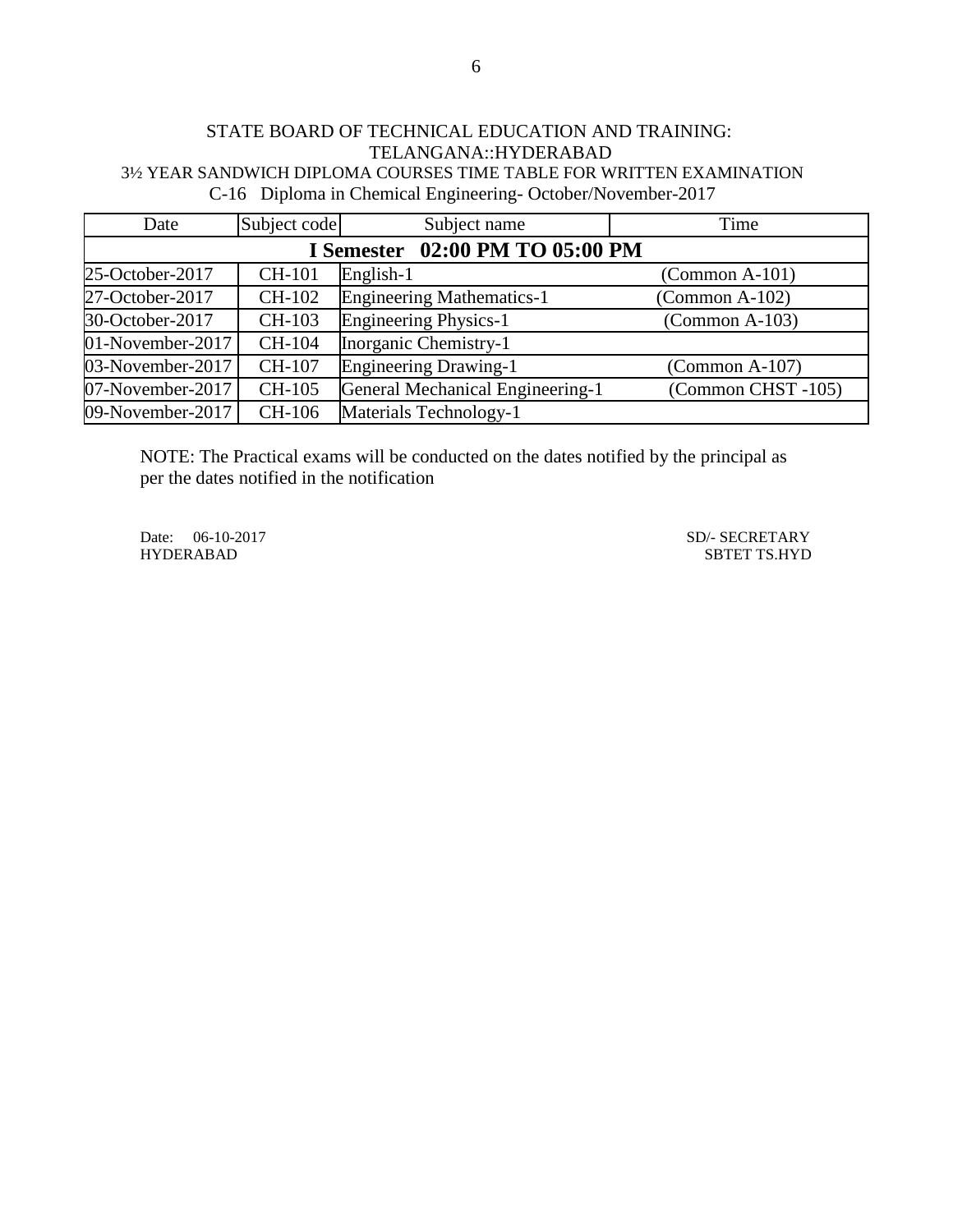STATE BOARD OF TECHNICAL EDUCATION AND TRAINING:
TELANGANA::HYDERABAD

3½ YEAR SANDWICH DIPLOMA COURSES TIME TABLE FOR WRITTEN EXAMINATION

C-16 Diploma in Chemical Engineering- October/November-2017

| Date | Subject code | Subject name | Time |
|---|---|---|---|
| **I Semester 02:00 PM TO 05:00 PM** | | | |
| 25-October-2017 | CH-101 | English-1 | (Common A-101) |
| 27-October-2017 | CH-102 | Engineering Mathematics-1 | (Common A-102) |
| 30-October-2017 | CH-103 | Engineering Physics-1 | (Common A-103) |
| 01-November-2017 | CH-104 | Inorganic Chemistry-1 | |
| 03-November-2017 | CH-107 | Engineering Drawing-1 | (Common A-107) |
| 07-November-2017 | CH-105 | General Mechanical Engineering-1 | (Common CHST -105) |
| 09-November-2017 | CH-106 | Materials Technology-1 | |

NOTE: The Practical exams will be conducted on the dates notified by the principal as per the dates notified in the notification

Date: 06-10-2017
HYDERABAD

SD/- SECRETARY
SBTET TS.HYD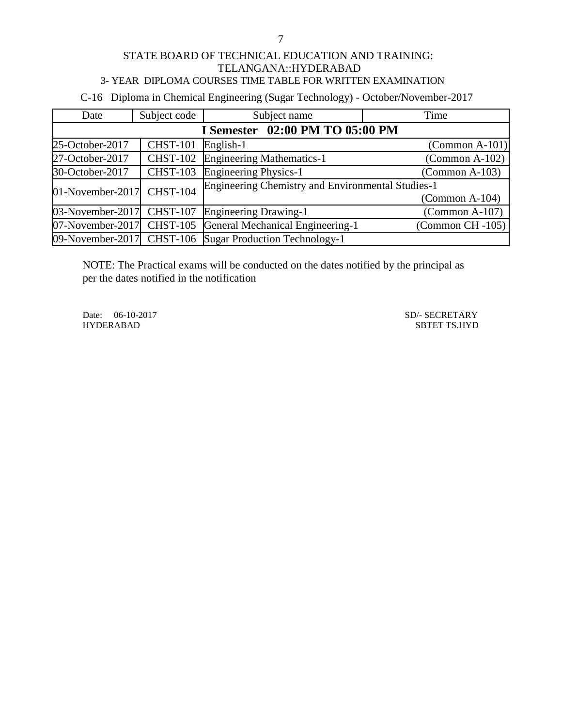STATE BOARD OF TECHNICAL EDUCATION AND TRAINING:
TELANGANA::HYDERABAD

3- YEAR DIPLOMA COURSES TIME TABLE FOR WRITTEN EXAMINATION

C-16 Diploma in Chemical Engineering (Sugar Technology) - October/November-2017

| Date | Subject code | Subject name | Time |
|---|---|---|---|
| **I Semester 02:00 PM TO 05:00 PM** | | | |
| 25-October-2017 | CHST-101 | English-1 | (Common A-101) |
| 27-October-2017 | CHST-102 | Engineering Mathematics-1 | (Common A-102) |
| 30-October-2017 | CHST-103 | Engineering Physics-1 | (Common A-103) |
| 01-November-2017 | CHST-104 | Engineering Chemistry and Environmental Studies-1 | (Common A-104) |
| 03-November-2017 | CHST-107 | Engineering Drawing-1 | (Common A-107) |
| 07-November-2017 | CHST-105 | General Mechanical Engineering-1 | (Common CH -105) |
| 09-November-2017 | CHST-106 | Sugar Production Technology-1 | |

NOTE: The Practical exams will be conducted on the dates notified by the principal as per the dates notified in the notification

Date: 06-10-2017
HYDERABAD

SD/- SECRETARY
SBTET TS.HYD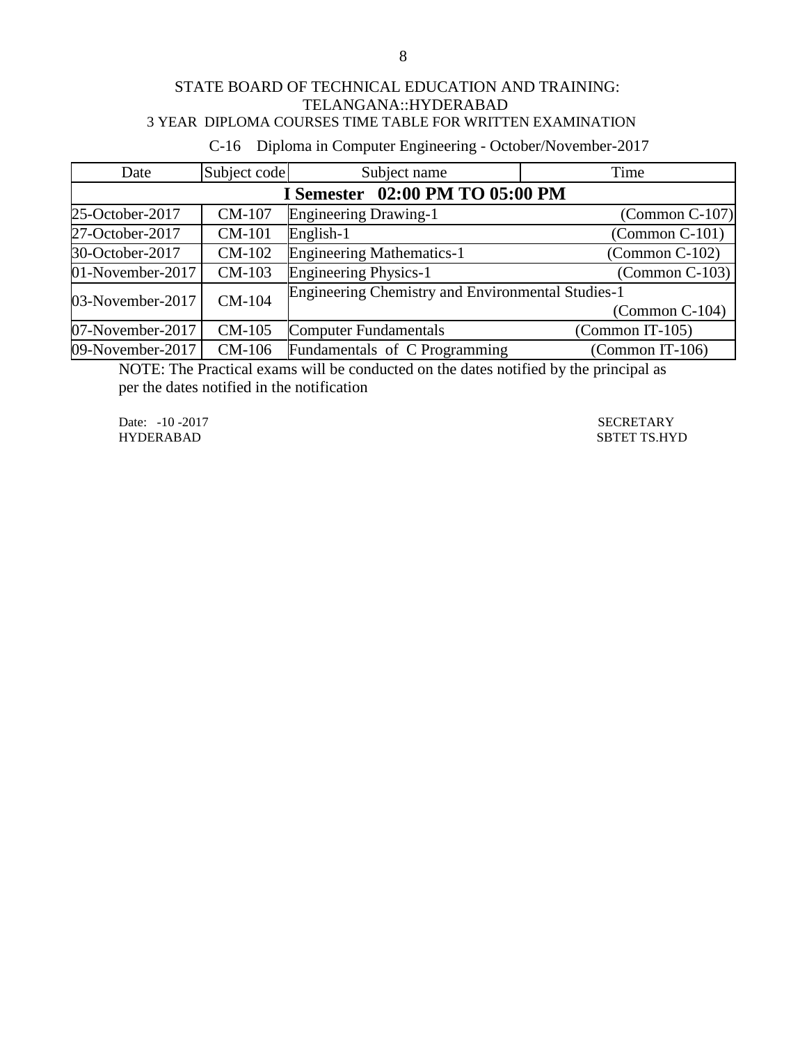STATE BOARD OF TECHNICAL EDUCATION AND TRAINING:
TELANGANA::HYDERABAD
3 YEAR DIPLOMA COURSES TIME TABLE FOR WRITTEN EXAMINATION

C-16 Diploma in Computer Engineering - October/November-2017

| Date | Subject code | Subject name | Time |
|---|---|---|---|
| **I Semester 02:00 PM TO 05:00 PM** | | | |
| 25-October-2017 | CM-107 | Engineering Drawing-1 | (Common C-107) |
| 27-October-2017 | CM-101 | English-1 | (Common C-101) |
| 30-October-2017 | CM-102 | Engineering Mathematics-1 | (Common C-102) |
| 01-November-2017 | CM-103 | Engineering Physics-1 | (Common C-103) |
| 03-November-2017 | CM-104 | Engineering Chemistry and Environmental Studies-1 | (Common C-104) |
| 07-November-2017 | CM-105 | Computer Fundamentals | (Common IT-105) |
| 09-November-2017 | CM-106 | Fundamentals of C Programming | (Common IT-106) |

NOTE: The Practical exams will be conducted on the dates notified by the principal as per the dates notified in the notification

Date: -10 -2017
HYDERABAD

SECRETARY
SBTET TS.HYD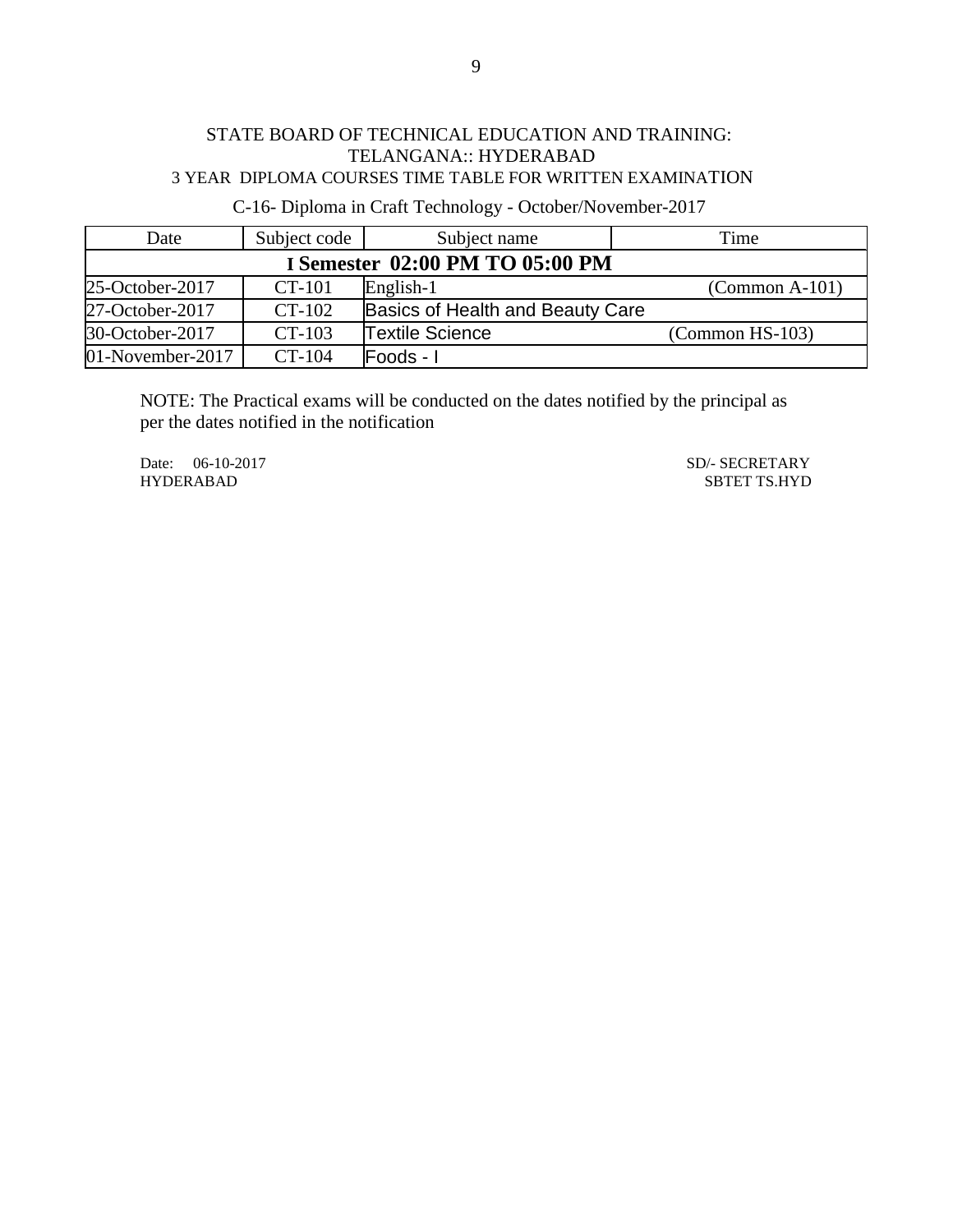STATE BOARD OF TECHNICAL EDUCATION AND TRAINING:
TELANGANA:: HYDERABAD
3 YEAR DIPLOMA COURSES TIME TABLE FOR WRITTEN EXAMINATION

C-16- Diploma in Craft Technology - October/November-2017

| Date | Subject code | Subject name | Time |
|---|---|---|---|
| **I Semester 02:00 PM TO 05:00 PM** | | | |
| 25-October-2017 | CT-101 | English-1 | (Common A-101) |
| 27-October-2017 | CT-102 | Basics of Health and Beauty Care | |
| 30-October-2017 | CT-103 | Textile Science | (Common HS-103) |
| 01-November-2017 | CT-104 | Foods - I | |

NOTE: The Practical exams will be conducted on the dates notified by the principal as per the dates notified in the notification

Date: 06-10-2017
HYDERABAD

SD/- SECRETARY
SBTET TS.HYD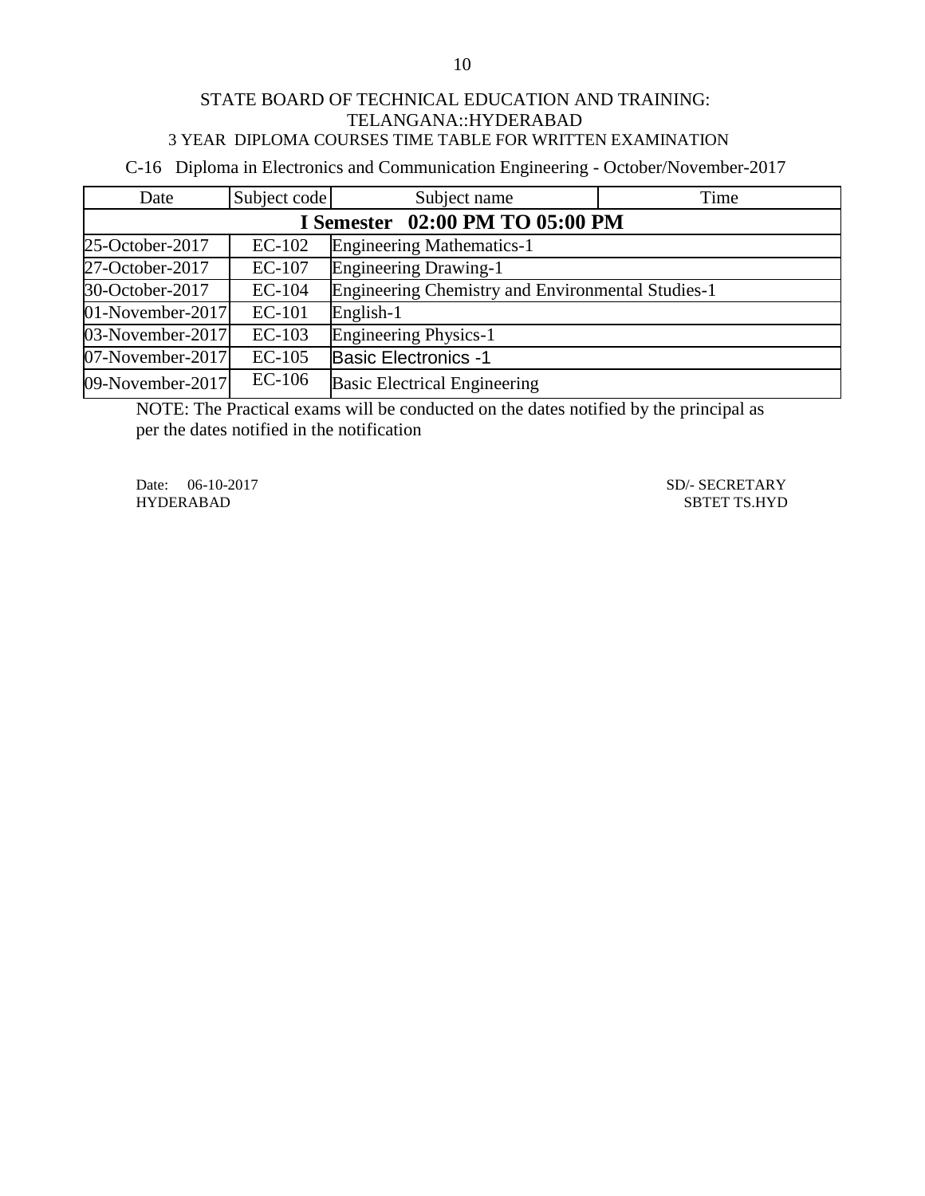STATE BOARD OF TECHNICAL EDUCATION AND TRAINING: TELANGANA::HYDERABAD

3 YEAR DIPLOMA COURSES TIME TABLE FOR WRITTEN EXAMINATION

C-16 Diploma in Electronics and Communication Engineering - October/November-2017

| Date | Subject code | Subject name | Time |
|---|---|---|---|
| **I Semester 02:00 PM TO 05:00 PM** | | | |
| 25-October-2017 | EC-102 | Engineering Mathematics-1 | |
| 27-October-2017 | EC-107 | Engineering Drawing-1 | |
| 30-October-2017 | EC-104 | Engineering Chemistry and Environmental Studies-1 | |
| 01-November-2017 | EC-101 | English-1 | |
| 03-November-2017 | EC-103 | Engineering Physics-1 | |
| 07-November-2017 | EC-105 | Basic Electronics -1 | |
| 09-November-2017 | EC-106 | Basic Electrical Engineering | |

NOTE: The Practical exams will be conducted on the dates notified by the principal as per the dates notified in the notification

Date: 06-10-2017
HYDERABAD

SD/- SECRETARY
SBTET TS.HYD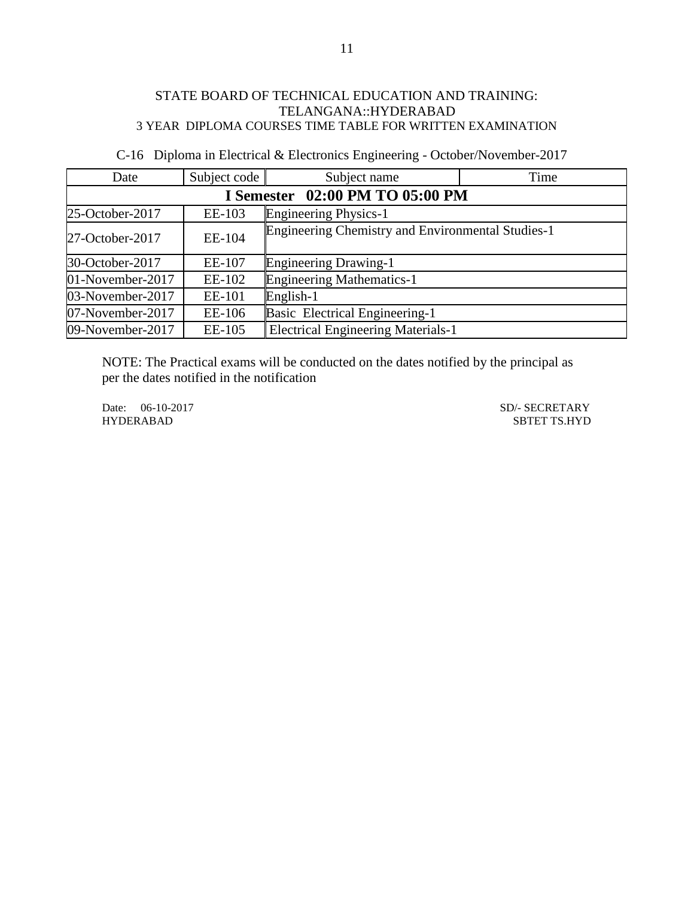STATE BOARD OF TECHNICAL EDUCATION AND TRAINING:
TELANGANA::HYDERABAD
3 YEAR DIPLOMA COURSES TIME TABLE FOR WRITTEN EXAMINATION

C-16 Diploma in Electrical & Electronics Engineering - October/November-2017

| Date | Subject code | Subject name | Time |
|---|---|---|---|
| **I Semester 02:00 PM TO 05:00 PM** | | | |
| 25-October-2017 | EE-103 | Engineering Physics-1 | |
| 27-October-2017 | EE-104 | Engineering Chemistry and Environmental Studies-1 | |
| 30-October-2017 | EE-107 | Engineering Drawing-1 | |
| 01-November-2017 | EE-102 | Engineering Mathematics-1 | |
| 03-November-2017 | EE-101 | English-1 | |
| 07-November-2017 | EE-106 | Basic Electrical Engineering-1 | |
| 09-November-2017 | EE-105 | Electrical Engineering Materials-1 | |

NOTE: The Practical exams will be conducted on the dates notified by the principal as per the dates notified in the notification

Date: 06-10-2017
HYDERABAD

SD/- SECRETARY
SBTET TS.HYD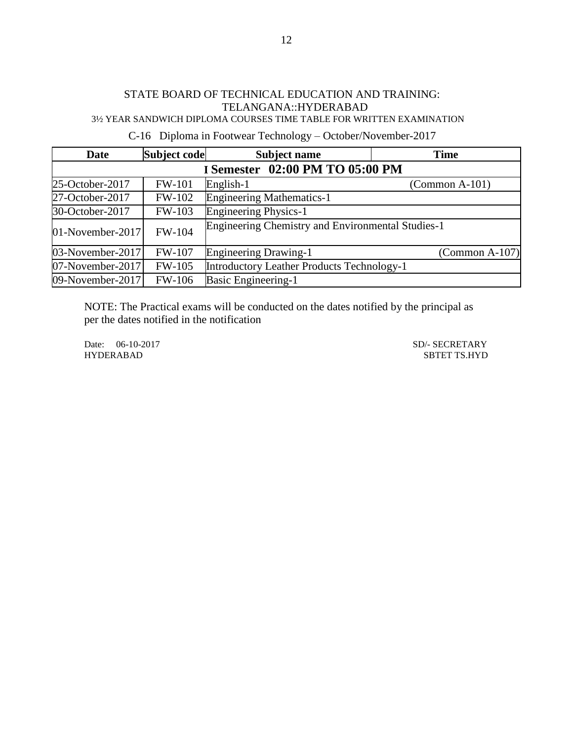STATE BOARD OF TECHNICAL EDUCATION AND TRAINING:
TELANGANA::HYDERABAD

3½ YEAR SANDWICH DIPLOMA COURSES TIME TABLE FOR WRITTEN EXAMINATION

C-16 Diploma in Footwear Technology – October/November-2017

| Date | Subject code | Subject name | Time |
|---|---|---|---|
| **I Semester 02:00 PM TO 05:00 PM** | | | |
| 25-October-2017 | FW-101 | English-1 | (Common A-101) |
| 27-October-2017 | FW-102 | Engineering Mathematics-1 | |
| 30-October-2017 | FW-103 | Engineering Physics-1 | |
| 01-November-2017 | FW-104 | Engineering Chemistry and Environmental Studies-1 | |
| 03-November-2017 | FW-107 | Engineering Drawing-1 | (Common A-107) |
| 07-November-2017 | FW-105 | Introductory Leather Products Technology-1 | |
| 09-November-2017 | FW-106 | Basic Engineering-1 | |

NOTE: The Practical exams will be conducted on the dates notified by the principal as per the dates notified in the notification

Date: 06-10-2017
HYDERABAD

SD/- SECRETARY
SBTET TS.HYD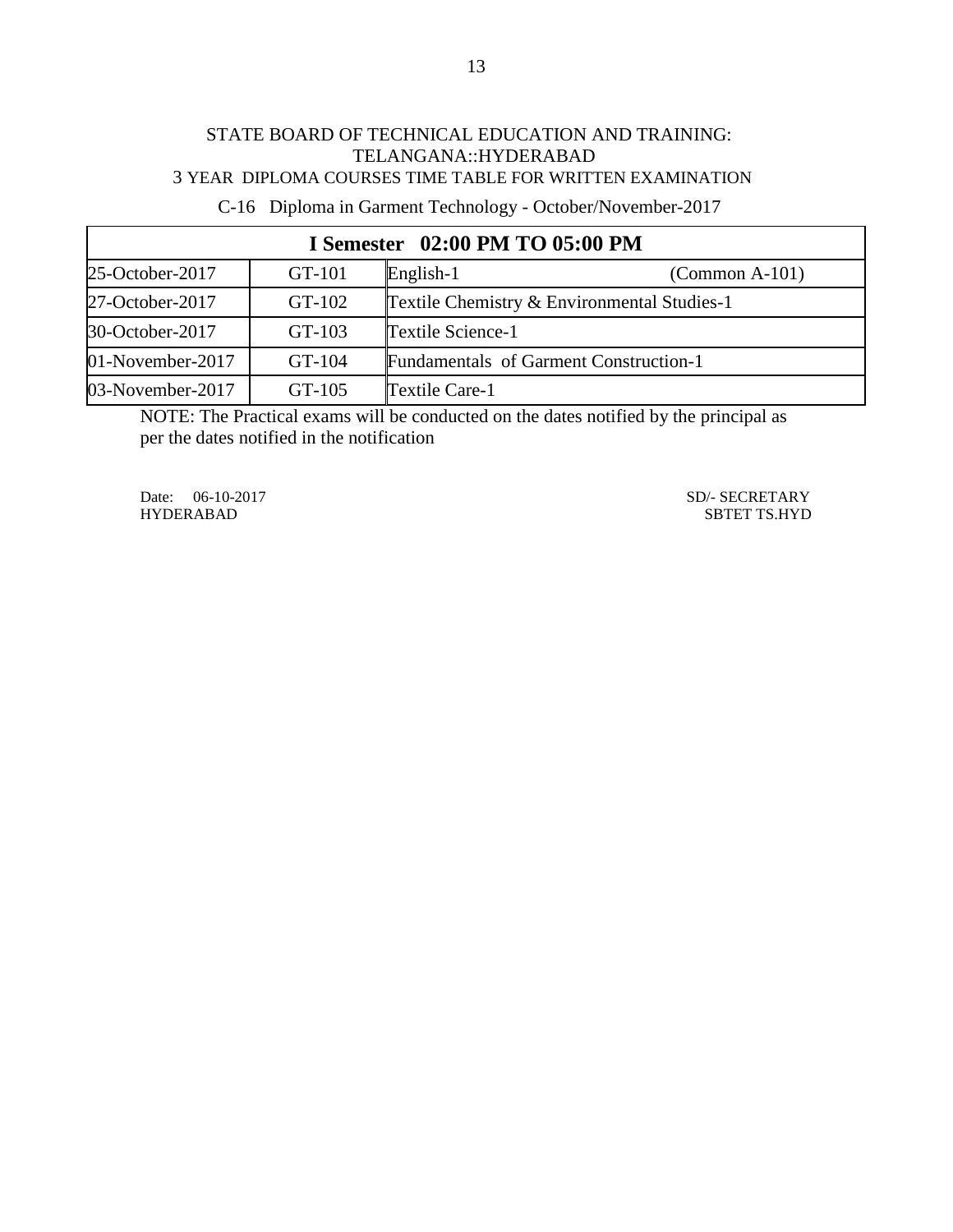STATE BOARD OF TECHNICAL EDUCATION AND TRAINING: TELANGANA::HYDERABAD

3 YEAR DIPLOMA COURSES TIME TABLE FOR WRITTEN EXAMINATION

C-16 Diploma in Garment Technology - October/November-2017

| **I Semester 02:00 PM TO 05:00 PM** | | | |
|---|---|---|---|
| 25-October-2017 | GT-101 | English-1 | (Common A-101) |
| 27-October-2017 | GT-102 | Textile Chemistry & Environmental Studies-1 | |
| 30-October-2017 | GT-103 | Textile Science-1 | |
| 01-November-2017 | GT-104 | Fundamentals of Garment Construction-1 | |
| 03-November-2017 | GT-105 | Textile Care-1 | |

NOTE: The Practical exams will be conducted on the dates notified by the principal as per the dates notified in the notification

Date: 06-10-2017
HYDERABAD

SD/- SECRETARY
SBTET TS.HYD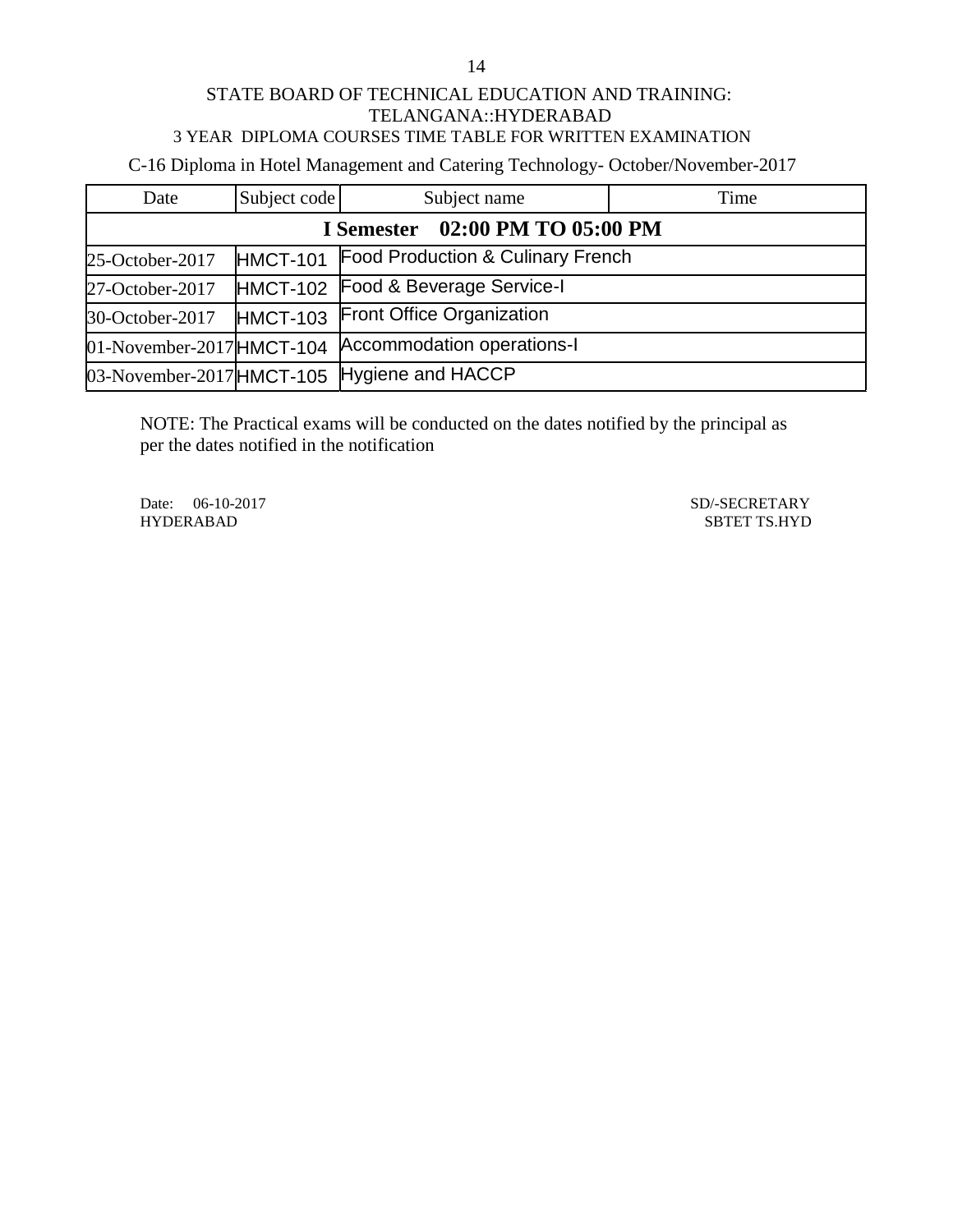STATE BOARD OF TECHNICAL EDUCATION AND TRAINING: TELANGANA::HYDERABAD

3 YEAR DIPLOMA COURSES TIME TABLE FOR WRITTEN EXAMINATION

C-16 Diploma in Hotel Management and Catering Technology- October/November-2017

| Date | Subject code | Subject name | Time |
|---|---|---|---|
| **I Semester 02:00 PM TO 05:00 PM** | | | |
| 25-October-2017 | HMCT-101 | Food Production & Culinary French | |
| 27-October-2017 | HMCT-102 | Food & Beverage Service-I | |
| 30-October-2017 | HMCT-103 | Front Office Organization | |
| 01-November-2017 | HMCT-104 | Accommodation operations-I | |
| 03-November-2017 | HMCT-105 | Hygiene and HACCP | |

NOTE: The Practical exams will be conducted on the dates notified by the principal as per the dates notified in the notification

Date: 06-10-2017
HYDERABAD

SD/-SECRETARY
SBTET TS.HYD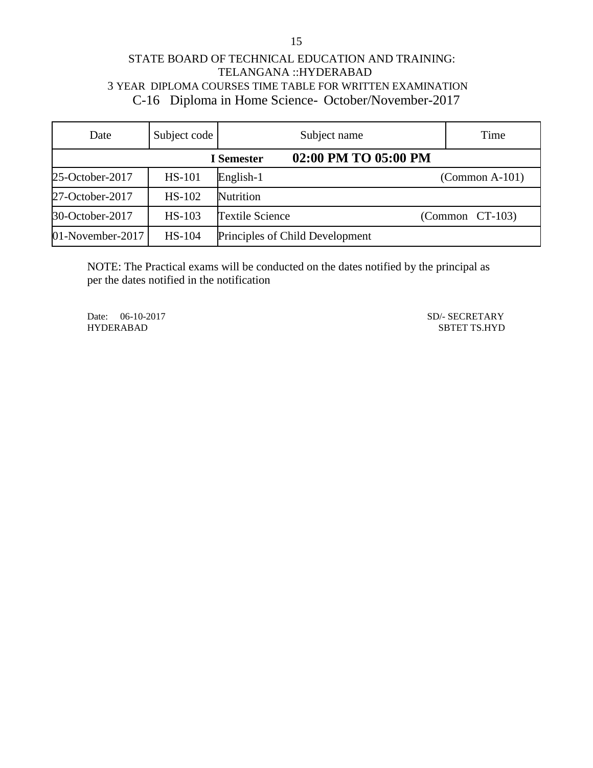STATE BOARD OF TECHNICAL EDUCATION AND TRAINING: TELANGANA ::HYDERABAD

3 YEAR DIPLOMA COURSES TIME TABLE FOR WRITTEN EXAMINATION

## C-16 Diploma in Home Science- October/November-2017

| Date | Subject code | Subject name | Time |
|---|---|---|---|
| | | **I Semester 02:00 PM TO 05:00 PM** | |
| 25-October-2017 | HS-101 | English-1 | (Common A-101) |
| 27-October-2017 | HS-102 | Nutrition | |
| 30-October-2017 | HS-103 | Textile Science | (Common CT-103) |
| 01-November-2017 | HS-104 | Principles of Child Development | |

NOTE: The Practical exams will be conducted on the dates notified by the principal as per the dates notified in the notification

Date: 06-10-2017
HYDERABAD

SD/- SECRETARY
SBTET TS.HYD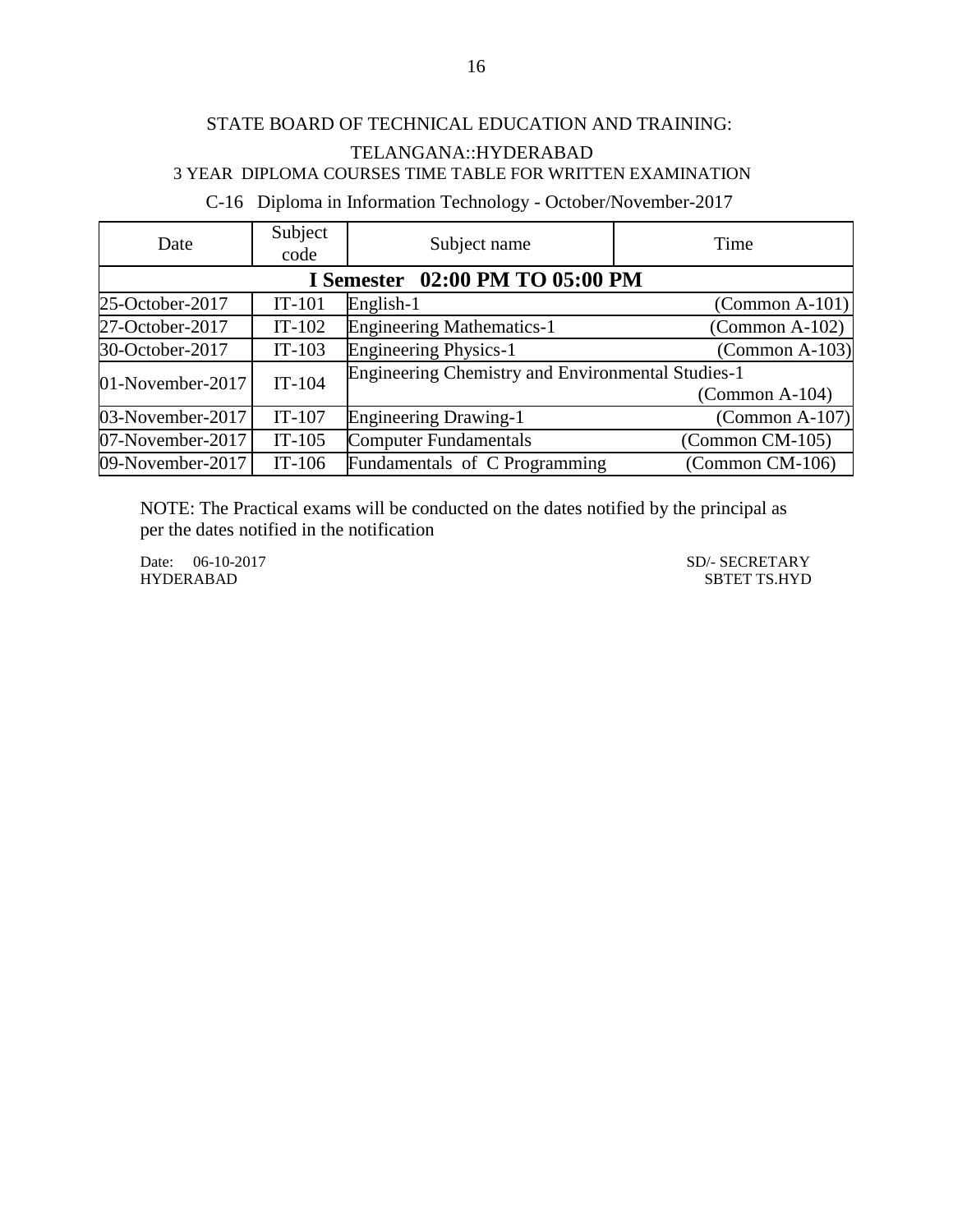STATE BOARD OF TECHNICAL EDUCATION AND TRAINING:

TELANGANA::HYDERABAD

3 YEAR DIPLOMA COURSES TIME TABLE FOR WRITTEN EXAMINATION

C-16 Diploma in Information Technology - October/November-2017

| Date | Subject code | Subject name | Time |
|---|---|---|---|
| **I Semester 02:00 PM TO 05:00 PM** | | | |
| 25-October-2017 | IT-101 | English-1 | (Common A-101) |
| 27-October-2017 | IT-102 | Engineering Mathematics-1 | (Common A-102) |
| 30-October-2017 | IT-103 | Engineering Physics-1 | (Common A-103) |
| 01-November-2017 | IT-104 | Engineering Chemistry and Environmental Studies-1 | (Common A-104) |
| 03-November-2017 | IT-107 | Engineering Drawing-1 | (Common A-107) |
| 07-November-2017 | IT-105 | Computer Fundamentals | (Common CM-105) |
| 09-November-2017 | IT-106 | Fundamentals of C Programming | (Common CM-106) |

NOTE: The Practical exams will be conducted on the dates notified by the principal as per the dates notified in the notification

Date: 06-10-2017
HYDERABAD

SD/- SECRETARY
SBTET TS.HYD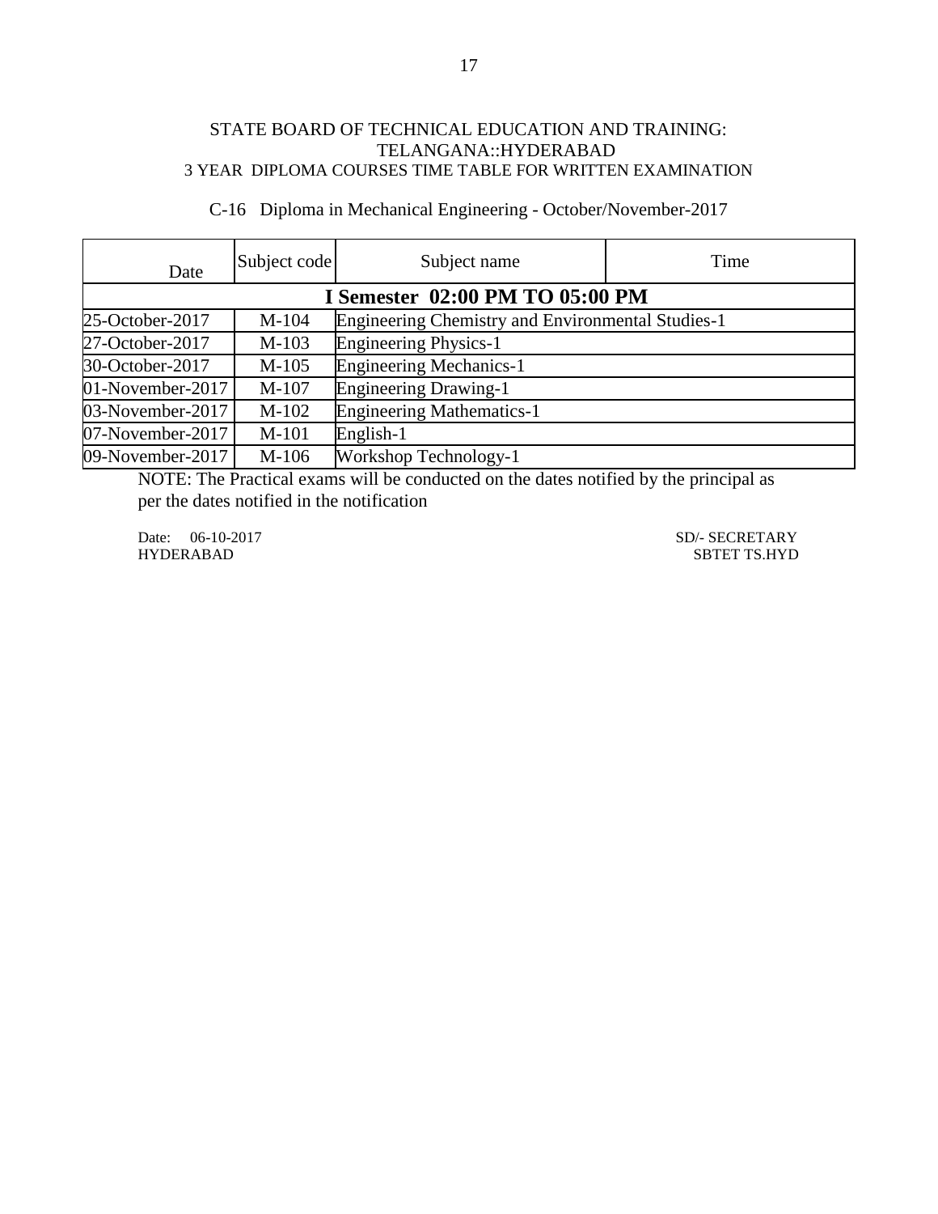STATE BOARD OF TECHNICAL EDUCATION AND TRAINING: TELANGANA::HYDERABAD

3 YEAR DIPLOMA COURSES TIME TABLE FOR WRITTEN EXAMINATION

C-16 Diploma in Mechanical Engineering - October/November-2017

| Date | Subject code | Subject name | Time |
|---|---|---|---|
| **I Semester 02:00 PM TO 05:00 PM** | | | |
| 25-October-2017 | M-104 | Engineering Chemistry and Environmental Studies-1 | |
| 27-October-2017 | M-103 | Engineering Physics-1 | |
| 30-October-2017 | M-105 | Engineering Mechanics-1 | |
| 01-November-2017 | M-107 | Engineering Drawing-1 | |
| 03-November-2017 | M-102 | Engineering Mathematics-1 | |
| 07-November-2017 | M-101 | English-1 | |
| 09-November-2017 | M-106 | Workshop Technology-1 | |

NOTE: The Practical exams will be conducted on the dates notified by the principal as per the dates notified in the notification

Date: 06-10-2017
HYDERABAD

SD/- SECRETARY
SBTET TS.HYD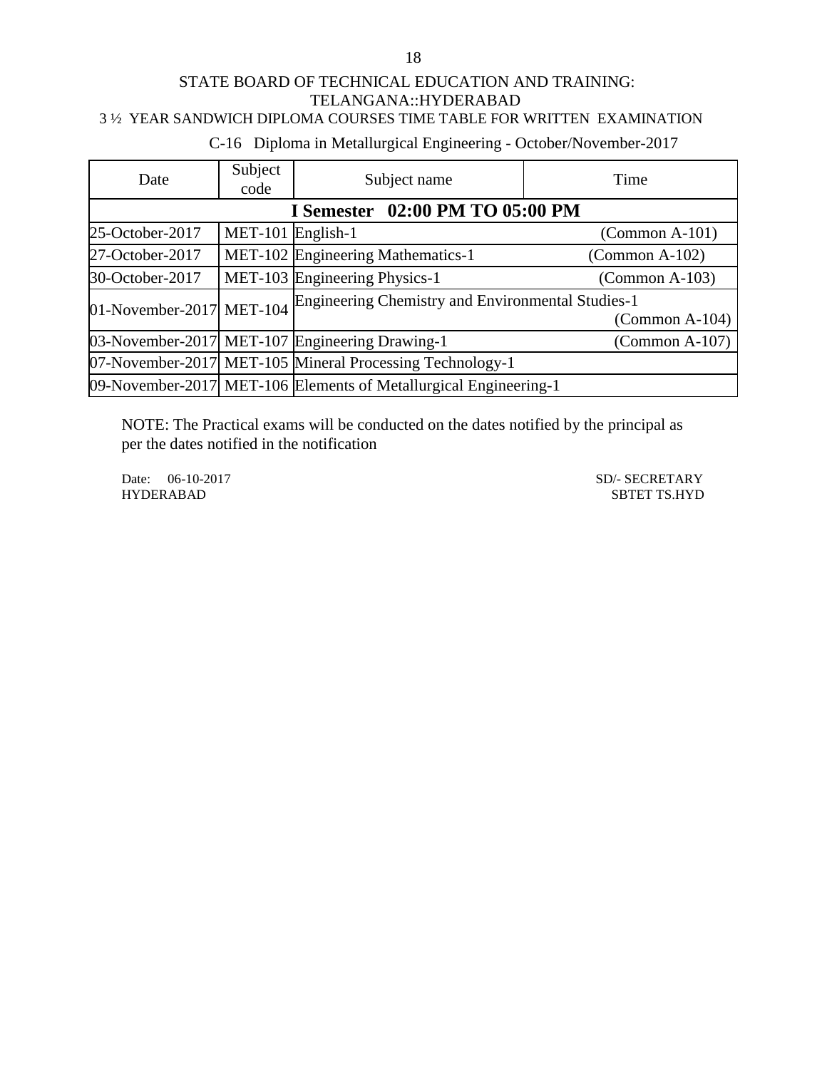STATE BOARD OF TECHNICAL EDUCATION AND TRAINING:
TELANGANA::HYDERABAD

3 ½ YEAR SANDWICH DIPLOMA COURSES TIME TABLE FOR WRITTEN EXAMINATION

C-16 Diploma in Metallurgical Engineering - October/November-2017

| Date | Subject code | Subject name | Time |
|---|---|---|---|
| **I Semester 02:00 PM TO 05:00 PM** | | | |
| 25-October-2017 | MET-101 | English-1 | (Common A-101) |
| 27-October-2017 | MET-102 | Engineering Mathematics-1 | (Common A-102) |
| 30-October-2017 | MET-103 | Engineering Physics-1 | (Common A-103) |
| 01-November-2017 | MET-104 | Engineering Chemistry and Environmental Studies-1 | (Common A-104) |
| 03-November-2017 | MET-107 | Engineering Drawing-1 | (Common A-107) |
| 07-November-2017 | MET-105 | Mineral Processing Technology-1 | |
| 09-November-2017 | MET-106 | Elements of Metallurgical Engineering-1 | |

NOTE: The Practical exams will be conducted on the dates notified by the principal as per the dates notified in the notification

Date: 06-10-2017
HYDERABAD

SD/- SECRETARY
SBTET TS.HYD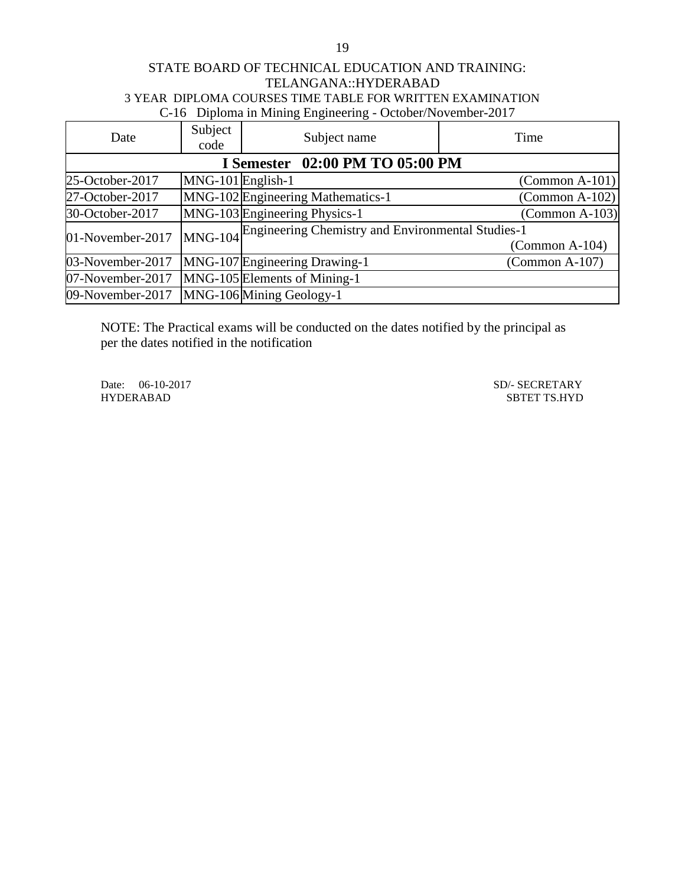STATE BOARD OF TECHNICAL EDUCATION AND TRAINING:
TELANGANA::HYDERABAD

3 YEAR DIPLOMA COURSES TIME TABLE FOR WRITTEN EXAMINATION

C-16 Diploma in Mining Engineering - October/November-2017

| Date | Subject code | Subject name | Time |
|---|---|---|---|
| **I Semester 02:00 PM TO 05:00 PM** | | | |
| 25-October-2017 | MNG-101 | English-1 | (Common A-101) |
| 27-October-2017 | MNG-102 | Engineering Mathematics-1 | (Common A-102) |
| 30-October-2017 | MNG-103 | Engineering Physics-1 | (Common A-103) |
| 01-November-2017 | MNG-104 | Engineering Chemistry and Environmental Studies-1 | (Common A-104) |
| 03-November-2017 | MNG-107 | Engineering Drawing-1 | (Common A-107) |
| 07-November-2017 | MNG-105 | Elements of Mining-1 | |
| 09-November-2017 | MNG-106 | Mining Geology-1 | |

NOTE: The Practical exams will be conducted on the dates notified by the principal as per the dates notified in the notification

Date: 06-10-2017
HYDERABAD

SD/- SECRETARY
SBTET TS.HYD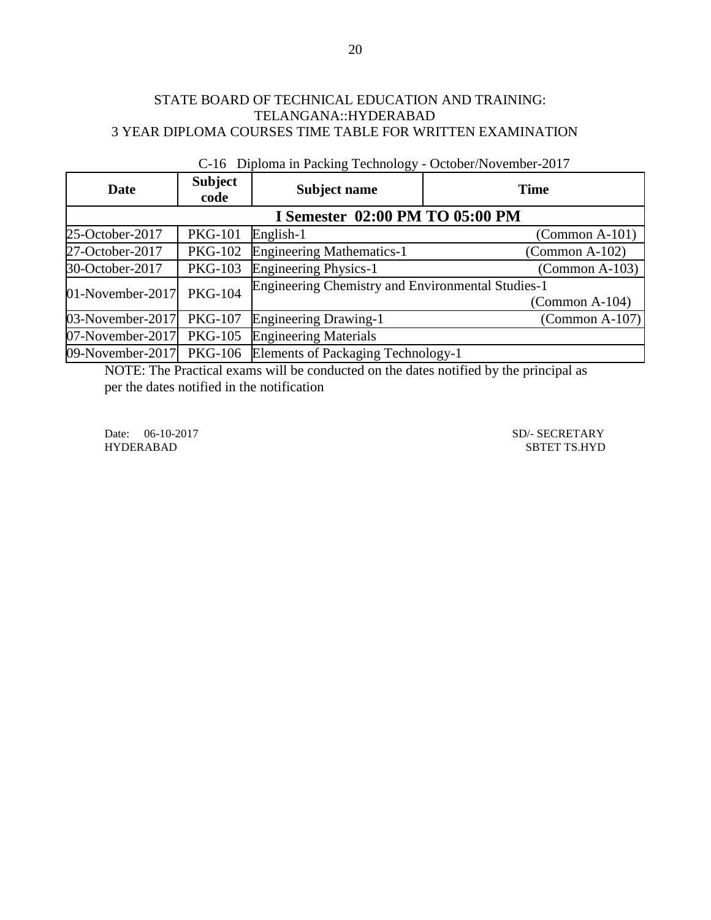STATE BOARD OF TECHNICAL EDUCATION AND TRAINING: TELANGANA::HYDERABAD

3 YEAR DIPLOMA COURSES TIME TABLE FOR WRITTEN EXAMINATION

C-16 Diploma in Packing Technology - October/November-2017

| Date | Subject code | Subject name | Time |
|---|---|---|---|
| **I Semester 02:00 PM TO 05:00 PM** | | | |
| 25-October-2017 | PKG-101 | English-1 | (Common A-101) |
| 27-October-2017 | PKG-102 | Engineering Mathematics-1 | (Common A-102) |
| 30-October-2017 | PKG-103 | Engineering Physics-1 | (Common A-103) |
| 01-November-2017 | PKG-104 | Engineering Chemistry and Environmental Studies-1 | (Common A-104) |
| 03-November-2017 | PKG-107 | Engineering Drawing-1 | (Common A-107) |
| 07-November-2017 | PKG-105 | Engineering Materials | |
| 09-November-2017 | PKG-106 | Elements of Packaging Technology-1 | |

NOTE: The Practical exams will be conducted on the dates notified by the principal as per the dates notified in the notification

Date: 06-10-2017
HYDERABAD

SD/- SECRETARY
SBTET TS.HYD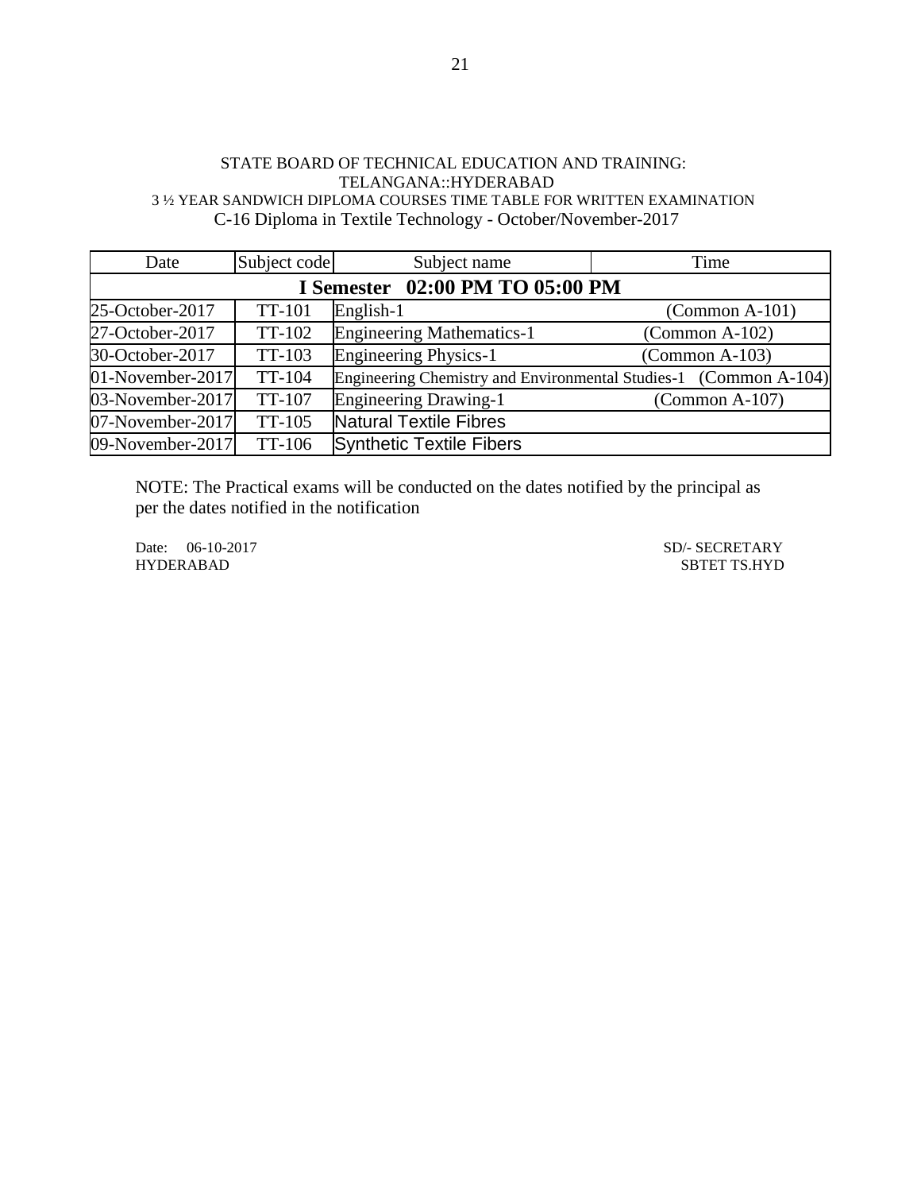STATE BOARD OF TECHNICAL EDUCATION AND TRAINING:
TELANGANA::HYDERABAD
3 ½ YEAR SANDWICH DIPLOMA COURSES TIME TABLE FOR WRITTEN EXAMINATION
C-16 Diploma in Textile Technology - October/November-2017

| Date | Subject code | Subject name | Time |
|---|---|---|---|
| **I Semester 02:00 PM TO 05:00 PM** | | | |
| 25-October-2017 | TT-101 | English-1 | (Common A-101) |
| 27-October-2017 | TT-102 | Engineering Mathematics-1 | (Common A-102) |
| 30-October-2017 | TT-103 | Engineering Physics-1 | (Common A-103) |
| 01-November-2017 | TT-104 | Engineering Chemistry and Environmental Studies-1 | (Common A-104) |
| 03-November-2017 | TT-107 | Engineering Drawing-1 | (Common A-107) |
| 07-November-2017 | TT-105 | Natural Textile Fibres | |
| 09-November-2017 | TT-106 | Synthetic Textile Fibers | |

NOTE: The Practical exams will be conducted on the dates notified by the principal as per the dates notified in the notification

Date: 06-10-2017
HYDERABAD

SD/- SECRETARY
SBTET TS.HYD